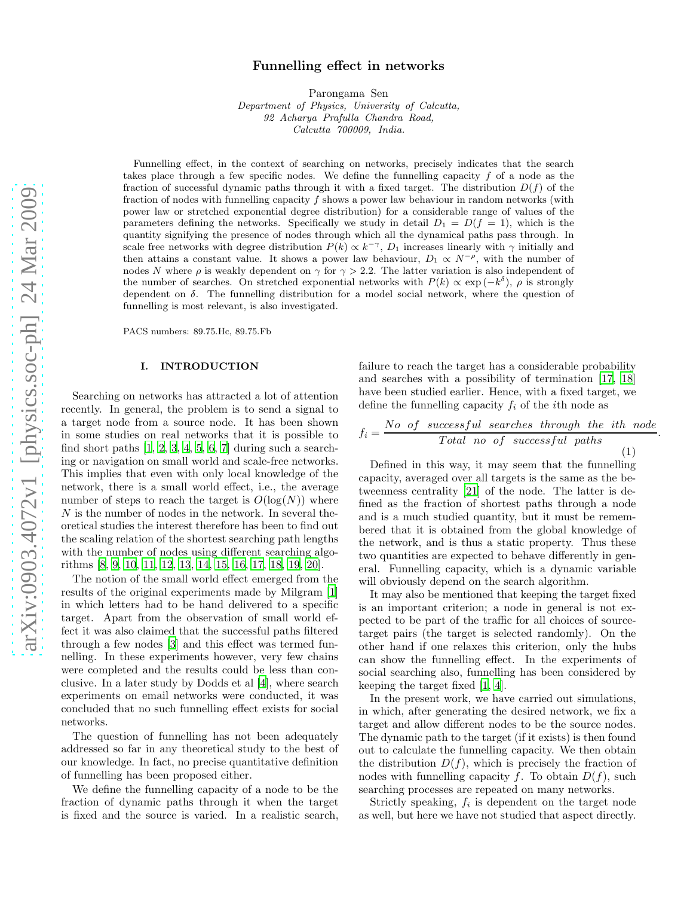# Funnelling effect in networks

Parongama Sen

*Department of Physics, University of Calcutta,*
*92 Acharya Prafulla Chandra Road,*
*Calcutta 700009, India.*

Funnelling effect, in the context of searching on networks, precisely indicates that the search takes place through a few specific nodes. We define the funnelling capacity $f$ of a node as the fraction of successful dynamic paths through it with a fixed target. The distribution $D(f)$ of the fraction of nodes with funnelling capacity $f$ shows a power law behaviour in random networks (with power law or stretched exponential degree distribution) for a considerable range of values of the parameters defining the networks. Specifically we study in detail $D_1 = D(f = 1)$, which is the quantity signifying the presence of nodes through which all the dynamical paths pass through. In scale free networks with degree distribution $P(k) \propto k^{-\gamma}$, $D_1$ increases linearly with $\gamma$ initially and then attains a constant value. It shows a power law behaviour, $D_1 \propto N^{-\rho}$, with the number of nodes $N$ where $\rho$ is weakly dependent on $\gamma$ for $\gamma > 2.2$. The latter variation is also independent of the number of searches. On stretched exponential networks with $P(k) \propto \exp(-k^{\delta})$, $\rho$ is strongly dependent on $\delta$. The funnelling distribution for a model social network, where the question of funnelling is most relevant, is also investigated.

PACS numbers: 89.75.Hc, 89.75.Fb

## I. INTRODUCTION

Searching on networks has attracted a lot of attention recently. In general, the problem is to send a signal to a target node from a source node. It has been shown in some studies on real networks that it is possible to find short paths [1, 2, 3, 4, 5, 6, 7] during such a searching or navigation on small world and scale-free networks. This implies that even with only local knowledge of the network, there is a small world effect, i.e., the average number of steps to reach the target is $O(\log(N))$ where $N$ is the number of nodes in the network. In several theoretical studies the interest therefore has been to find out the scaling relation of the shortest searching path lengths with the number of nodes using different searching algorithms [8, 9, 10, 11, 12, 13, 14, 15, 16, 17, 18, 19, 20].

The notion of the small world effect emerged from the results of the original experiments made by Milgram [1] in which letters had to be hand delivered to a specific target. Apart from the observation of small world effect it was also claimed that the successful paths filtered through a few nodes [3] and this effect was termed funnelling. In these experiments however, very few chains were completed and the results could be less than conclusive. In a later study by Dodds et al [4], where search experiments on email networks were conducted, it was concluded that no such funnelling effect exists for social networks.

The question of funnelling has not been adequately addressed so far in any theoretical study to the best of our knowledge. In fact, no precise quantitative definition of funnelling has been proposed either.

We define the funnelling capacity of a node to be the fraction of dynamic paths through it when the target is fixed and the source is varied. In a realistic search, failure to reach the target has a considerable probability and searches with a possibility of termination [17, 18] have been studied earlier. Hence, with a fixed target, we define the funnelling capacity $f_i$ of the $i$th node as

$$f_i = \frac{No\ \ of\ \ successful\ \ searches\ \ through\ \ the\ \ ith\ \ node}{Total\ \ no\ \ of\ \ successful\ \ paths}. \tag{1}$$

Defined in this way, it may seem that the funnelling capacity, averaged over all targets is the same as the betweenness centrality [21] of the node. The latter is defined as the fraction of shortest paths through a node and is a much studied quantity, but it must be remembered that it is obtained from the global knowledge of the network, and is thus a static property. Thus these two quantities are expected to behave differently in general. Funnelling capacity, which is a dynamic variable will obviously depend on the search algorithm.

It may also be mentioned that keeping the target fixed is an important criterion; a node in general is not expected to be part of the traffic for all choices of source-target pairs (the target is selected randomly). On the other hand if one relaxes this criterion, only the hubs can show the funnelling effect. In the experiments of social searching also, funnelling has been considered by keeping the target fixed [1, 4].

In the present work, we have carried out simulations, in which, after generating the desired network, we fix a target and allow different nodes to be the source nodes. The dynamic path to the target (if it exists) is then found out to calculate the funnelling capacity. We then obtain the distribution $D(f)$, which is precisely the fraction of nodes with funnelling capacity $f$. To obtain $D(f)$, such searching processes are repeated on many networks.

Strictly speaking, $f_i$ is dependent on the target node as well, but here we have not studied that aspect directly.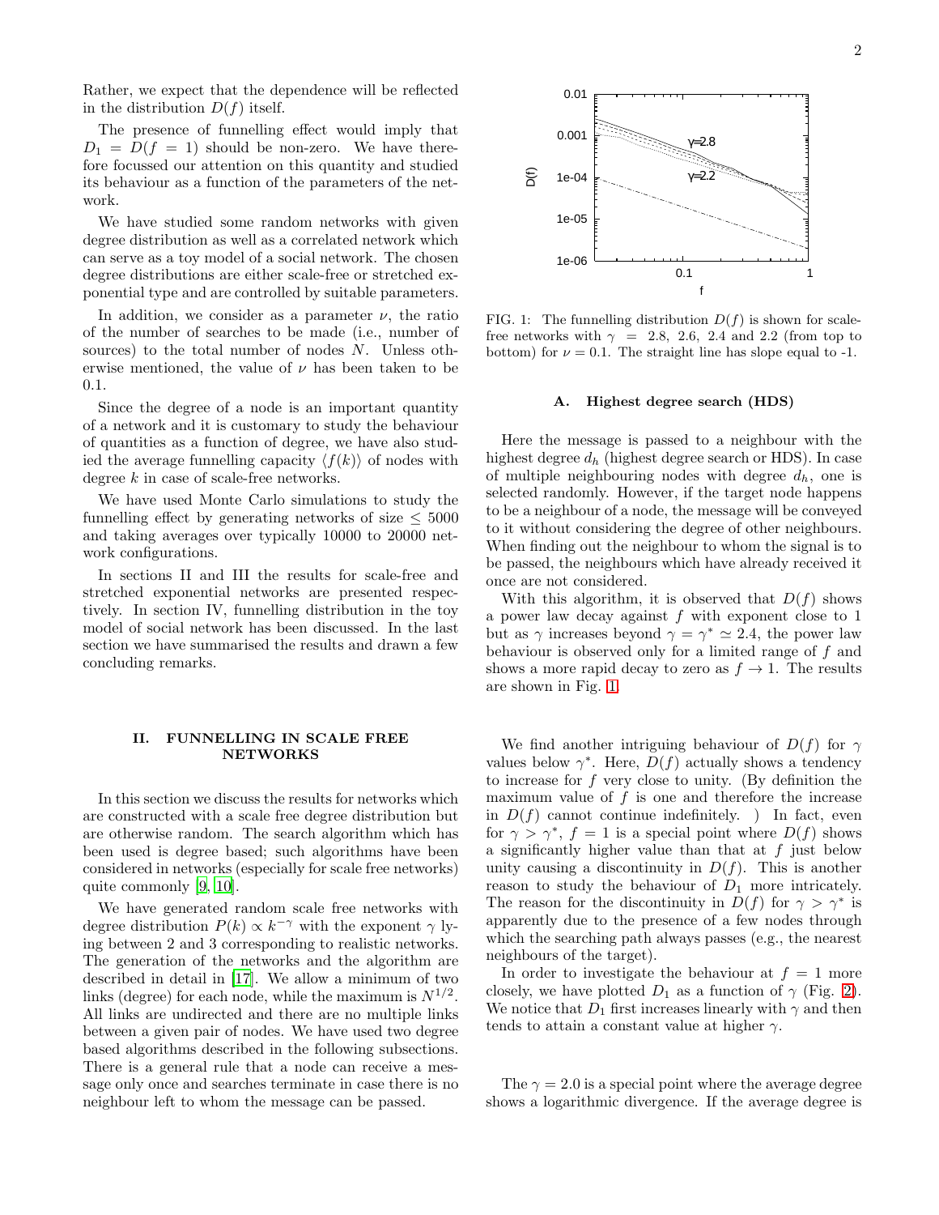Rather, we expect that the dependence will be reflected in the distribution $D(f)$ itself.

The presence of funnelling effect would imply that $D_1 = D(f = 1)$ should be non-zero. We have therefore focussed our attention on this quantity and studied its behaviour as a function of the parameters of the network.

We have studied some random networks with given degree distribution as well as a correlated network which can serve as a toy model of a social network. The chosen degree distributions are either scale-free or stretched exponential type and are controlled by suitable parameters.

In addition, we consider as a parameter $\nu$, the ratio of the number of searches to be made (i.e., number of sources) to the total number of nodes $N$. Unless otherwise mentioned, the value of $\nu$ has been taken to be 0.1.

Since the degree of a node is an important quantity of a network and it is customary to study the behaviour of quantities as a function of degree, we have also studied the average funnelling capacity $\langle f(k) \rangle$ of nodes with degree $k$ in case of scale-free networks.

We have used Monte Carlo simulations to study the funnelling effect by generating networks of size $\leq 5000$ and taking averages over typically 10000 to 20000 network configurations.

In sections II and III the results for scale-free and stretched exponential networks are presented respectively. In section IV, funnelling distribution in the toy model of social network has been discussed. In the last section we have summarised the results and drawn a few concluding remarks.

## II. FUNNELLING IN SCALE FREE NETWORKS

In this section we discuss the results for networks which are constructed with a scale free degree distribution but are otherwise random. The search algorithm which has been used is degree based; such algorithms have been considered in networks (especially for scale free networks) quite commonly [9, 10].

We have generated random scale free networks with degree distribution $P(k) \propto k^{-\gamma}$ with the exponent $\gamma$ lying between 2 and 3 corresponding to realistic networks. The generation of the networks and the algorithm are described in detail in [17]. We allow a minimum of two links (degree) for each node, while the maximum is $N^{1/2}$. All links are undirected and there are no multiple links between a given pair of nodes. We have used two degree based algorithms described in the following subsections. There is a general rule that a node can receive a message only once and searches terminate in case there is no neighbour left to whom the message can be passed.

FIG. 1: The funnelling distribution $D(f)$ is shown for scale-free networks with $\gamma$ = 2.8, 2.6, 2.4 and 2.2 (from top to bottom) for $\nu = 0.1$. The straight line has slope equal to -1.

### A. Highest degree search (HDS)

Here the message is passed to a neighbour with the highest degree $d_h$ (highest degree search or HDS). In case of multiple neighbouring nodes with degree $d_h$, one is selected randomly. However, if the target node happens to be a neighbour of a node, the message will be conveyed to it without considering the degree of other neighbours. When finding out the neighbour to whom the signal is to be passed, the neighbours which have already received it once are not considered.

With this algorithm, it is observed that $D(f)$ shows a power law decay against $f$ with exponent close to 1 but as $\gamma$ increases beyond $\gamma = \gamma^* \simeq 2.4$, the power law behaviour is observed only for a limited range of $f$ and shows a more rapid decay to zero as $f \to 1$. The results are shown in Fig. 1.

We find another intriguing behaviour of $D(f)$ for $\gamma$ values below $\gamma^*$. Here, $D(f)$ actually shows a tendency to increase for $f$ very close to unity. (By definition the maximum value of $f$ is one and therefore the increase in $D(f)$ cannot continue indefinitely. ) In fact, even for $\gamma > \gamma^*$, $f = 1$ is a special point where $D(f)$ shows a significantly higher value than that at $f$ just below unity causing a discontinuity in $D(f)$. This is another reason to study the behaviour of $D_1$ more intricately. The reason for the discontinuity in $D(f)$ for $\gamma > \gamma^*$ is apparently due to the presence of a few nodes through which the searching path always passes (e.g., the nearest neighbours of the target).

In order to investigate the behaviour at $f = 1$ more closely, we have plotted $D_1$ as a function of $\gamma$ (Fig. 2). We notice that $D_1$ first increases linearly with $\gamma$ and then tends to attain a constant value at higher $\gamma$.

The $\gamma = 2.0$ is a special point where the average degree shows a logarithmic divergence. If the average degree is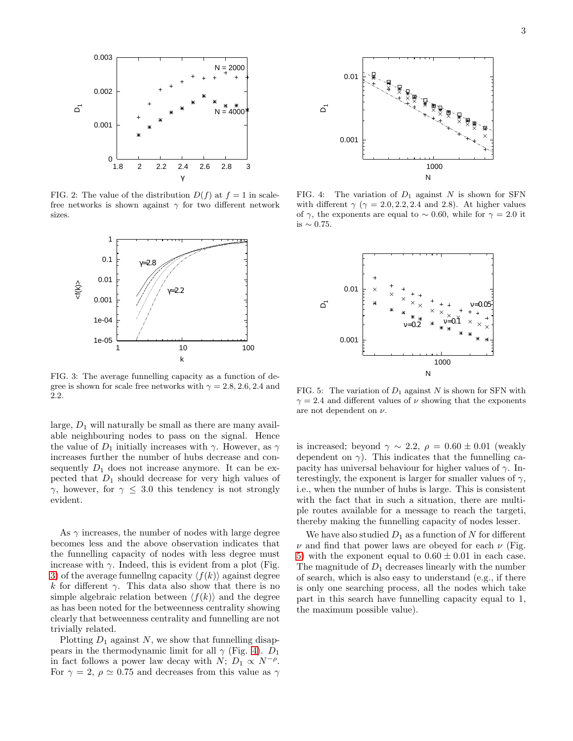FIG. 2: The value of the distribution $D(f)$ at $f = 1$ in scale-free networks is shown against $\gamma$ for two different network sizes.

FIG. 3: The average funnelling capacity as a function of degree is shown for scale free networks with $\gamma = 2.8, 2.6, 2.4$ and $2.2$.

large, $D_1$ will naturally be small as there are many available neighbouring nodes to pass on the signal. Hence the value of $D_1$ initially increases with $\gamma$. However, as $\gamma$ increases further the number of hubs decrease and consequently $D_1$ does not increase anymore. It can be expected that $D_1$ should decrease for very high values of $\gamma$, however, for $\gamma \leq 3.0$ this tendency is not strongly evident.

As $\gamma$ increases, the number of nodes with large degree becomes less and the above observation indicates that the funnelling capacity of nodes with less degree must increase with $\gamma$. Indeed, this is evident from a plot (Fig. 3) of the average funnellng capacity $\langle f(k) \rangle$ against degree $k$ for different $\gamma$. This data also show that there is no simple algebraic relation between $\langle f(k) \rangle$ and the degree as has been noted for the betweenness centrality showing clearly that betweenness centrality and funnelling are not trivially related.

Plotting $D_1$ against $N$, we show that funnelling disappears in the thermodynamic limit for all $\gamma$ (Fig. 4). $D_1$ in fact follows a power law decay with $N$; $D_1 \propto N^{-\rho}$. For $\gamma = 2$, $\rho \simeq 0.75$ and decreases from this value as $\gamma$ is increased; beyond $\gamma \sim 2.2$, $\rho = 0.60 \pm 0.01$ (weakly dependent on $\gamma$). This indicates that the funnelling capacity has universal behaviour for higher values of $\gamma$. Interestingly, the exponent is larger for smaller values of $\gamma$, i.e., when the number of hubs is large. This is consistent with the fact that in such a situation, there are multiple routes available for a message to reach the targeti, thereby making the funnelling capacity of nodes lesser.

FIG. 4: The variation of $D_1$ against $N$ is shown for SFN with different $\gamma$ ($\gamma = 2.0, 2.2, 2.4$ and $2.8$). At higher values of $\gamma$, the exponents are equal to $\sim 0.60$, while for $\gamma = 2.0$ it is $\sim 0.75$.

FIG. 5: The variation of $D_1$ against $N$ is shown for SFN with $\gamma = 2.4$ and different values of $\nu$ showing that the exponents are not dependent on $\nu$.

We have also studied $D_1$ as a function of $N$ for different $\nu$ and find that power laws are obeyed for each $\nu$ (Fig. 5) with the exponent equal to $0.60 \pm 0.01$ in each case. The magnitude of $D_1$ decreases linearly with the number of search, which is also easy to understand (e.g., if there is only one searching process, all the nodes which take part in this search have funnelling capacity equal to 1, the maximum possible value).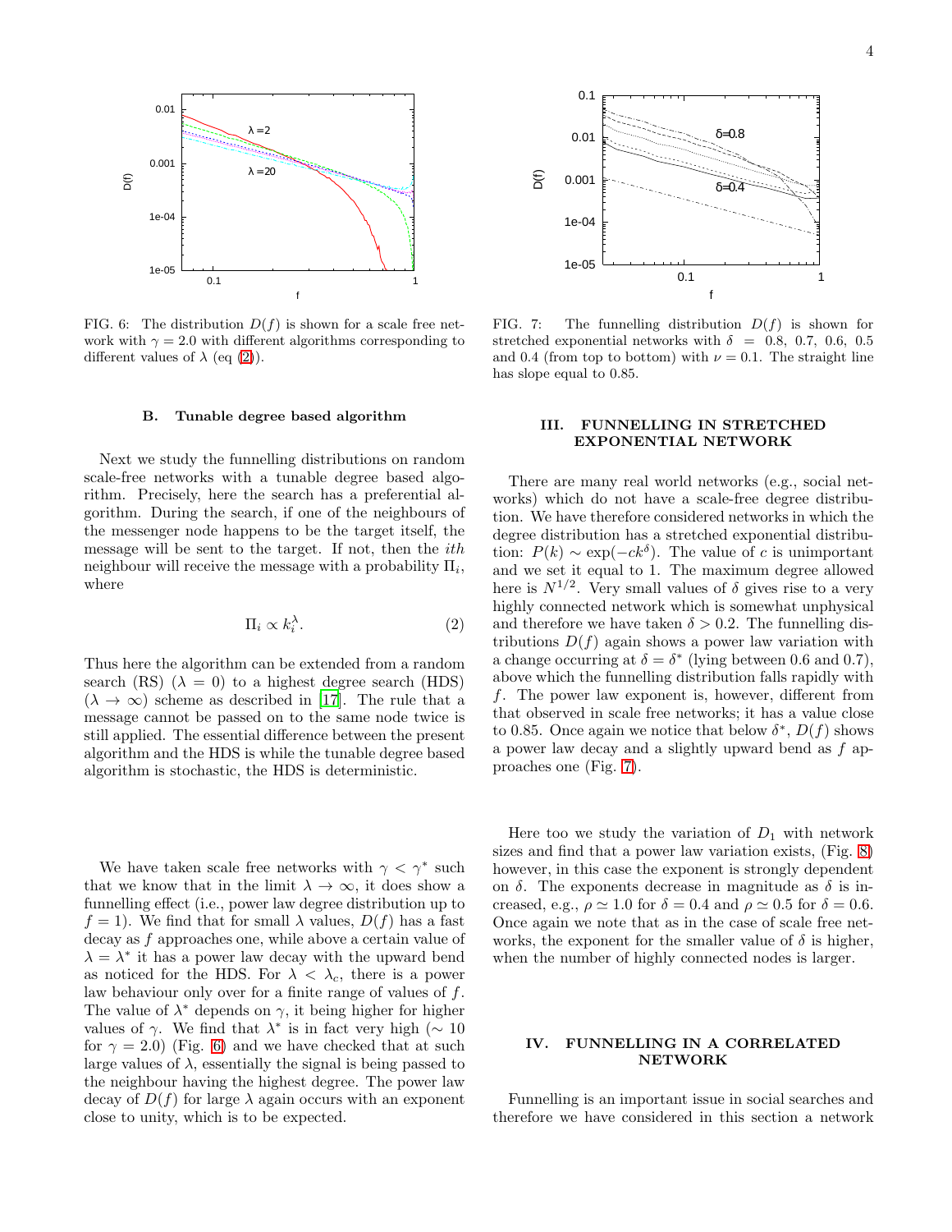FIG. 6: The distribution $D(f)$ is shown for a scale free network with $\gamma = 2.0$ with different algorithms corresponding to different values of $\lambda$ (eq (2)).

### B. Tunable degree based algorithm

Next we study the funnelling distributions on random scale-free networks with a tunable degree based algorithm. Precisely, here the search has a preferential algorithm. During the search, if one of the neighbours of the messenger node happens to be the target itself, the message will be sent to the target. If not, then the *ith* neighbour will receive the message with a probability $\Pi_i$, where

$$\Pi_i \propto k_i^{\lambda}. \tag{2}$$

Thus here the algorithm can be extended from a random search (RS) ($\lambda = 0$) to a highest degree search (HDS) ($\lambda \to \infty$) scheme as described in [17]. The rule that a message cannot be passed on to the same node twice is still applied. The essential difference between the present algorithm and the HDS is while the tunable degree based algorithm is stochastic, the HDS is deterministic.

We have taken scale free networks with $\gamma < \gamma^*$ such that we know that in the limit $\lambda \to \infty$, it does show a funnelling effect (i.e., power law degree distribution up to $f = 1$). We find that for small $\lambda$ values, $D(f)$ has a fast decay as $f$ approaches one, while above a certain value of $\lambda = \lambda^*$ it has a power law decay with the upward bend as noticed for the HDS. For $\lambda < \lambda_c$, there is a power law behaviour only over for a finite range of values of $f$. The value of $\lambda^*$ depends on $\gamma$, it being higher for higher values of $\gamma$. We find that $\lambda^*$ is in fact very high ($\sim 10$ for $\gamma = 2.0$) (Fig. 6) and we have checked that at such large values of $\lambda$, essentially the signal is being passed to the neighbour having the highest degree. The power law decay of $D(f)$ for large $\lambda$ again occurs with an exponent close to unity, which is to be expected.

FIG. 7: The funnelling distribution $D(f)$ is shown for stretched exponential networks with $\delta = 0.8$, 0.7, 0.6, 0.5 and 0.4 (from top to bottom) with $\nu = 0.1$. The straight line has slope equal to 0.85.

## III. FUNNELLING IN STRETCHED EXPONENTIAL NETWORK

There are many real world networks (e.g., social networks) which do not have a scale-free degree distribution. We have therefore considered networks in which the degree distribution has a stretched exponential distribution: $P(k) \sim \exp(-ck^{\delta})$. The value of $c$ is unimportant and we set it equal to 1. The maximum degree allowed here is $N^{1/2}$. Very small values of $\delta$ gives rise to a very highly connected network which is somewhat unphysical and therefore we have taken $\delta > 0.2$. The funnelling distributions $D(f)$ again shows a power law variation with a change occurring at $\delta = \delta^*$ (lying between 0.6 and 0.7), above which the funnelling distribution falls rapidly with $f$. The power law exponent is, however, different from that observed in scale free networks; it has a value close to 0.85. Once again we notice that below $\delta^*$, $D(f)$ shows a power law decay and a slightly upward bend as $f$ approaches one (Fig. 7).

Here too we study the variation of $D_1$ with network sizes and find that a power law variation exists, (Fig. 8) however, in this case the exponent is strongly dependent on $\delta$. The exponents decrease in magnitude as $\delta$ is increased, e.g., $\rho \simeq 1.0$ for $\delta = 0.4$ and $\rho \simeq 0.5$ for $\delta = 0.6$. Once again we note that as in the case of scale free networks, the exponent for the smaller value of $\delta$ is higher, when the number of highly connected nodes is larger.

## IV. FUNNELLING IN A CORRELATED NETWORK

Funnelling is an important issue in social searches and therefore we have considered in this section a network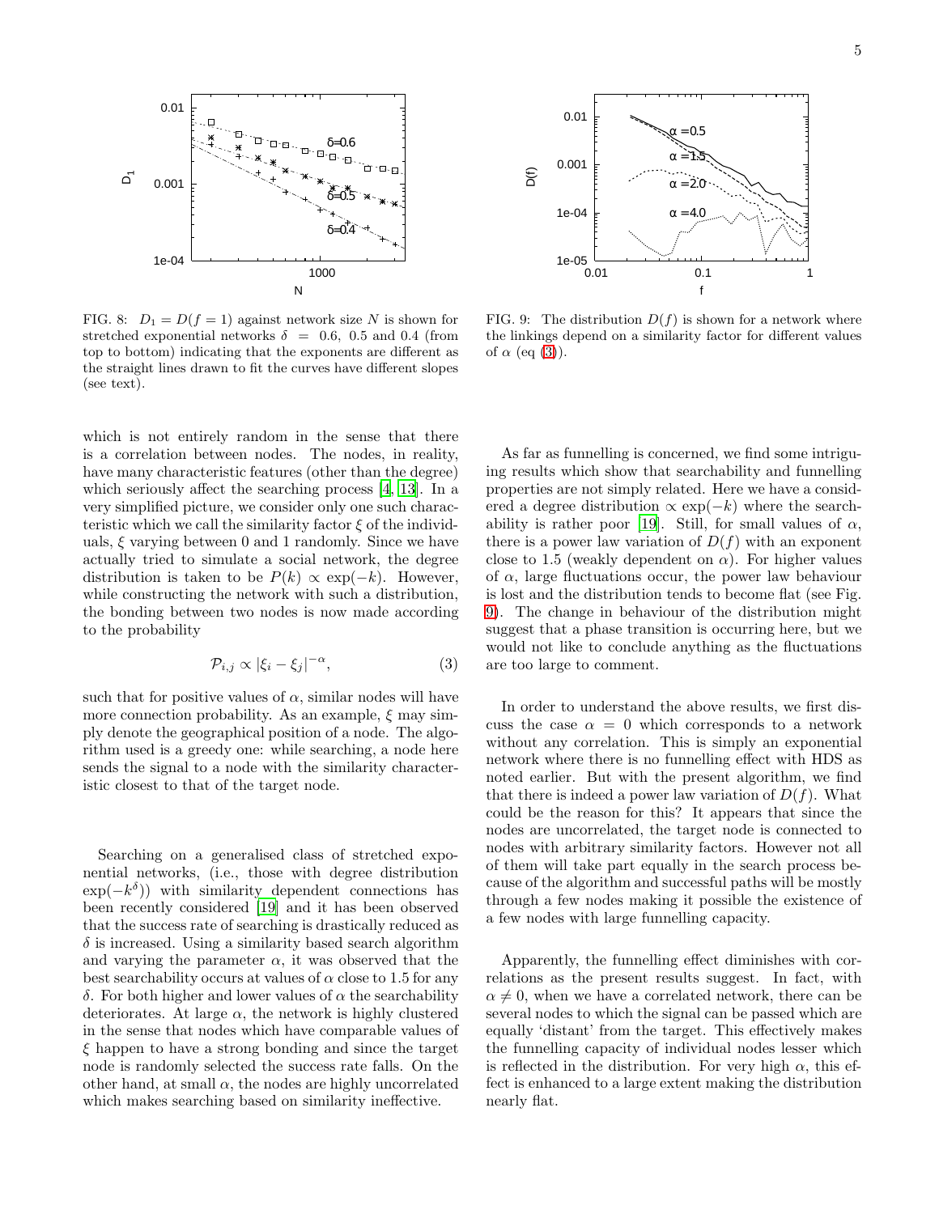FIG. 8: $D_1 = D(f = 1)$ against network size $N$ is shown for stretched exponential networks $\delta = 0.6$, 0.5 and 0.4 (from top to bottom) indicating that the exponents are different as the straight lines drawn to fit the curves have different slopes (see text).

FIG. 9: The distribution $D(f)$ is shown for a network where the linkings depend on a similarity factor for different values of $\alpha$ (eq (3)).

which is not entirely random in the sense that there is a correlation between nodes. The nodes, in reality, have many characteristic features (other than the degree) which seriously affect the searching process [4, 13]. In a very simplified picture, we consider only one such characteristic which we call the similarity factor $\xi$ of the individuals, $\xi$ varying between 0 and 1 randomly. Since we have actually tried to simulate a social network, the degree distribution is taken to be $P(k) \propto \exp(-k)$. However, while constructing the network with such a distribution, the bonding between two nodes is now made according to the probability

$$\mathcal{P}_{i,j} \propto |\xi_i - \xi_j|^{-\alpha}, \quad (3)$$

such that for positive values of $\alpha$, similar nodes will have more connection probability. As an example, $\xi$ may simply denote the geographical position of a node. The algorithm used is a greedy one: while searching, a node here sends the signal to a node with the similarity characteristic closest to that of the target node.

Searching on a generalised class of stretched exponential networks, (i.e., those with degree distribution $\exp(-k^\delta)$) with similarity dependent connections has been recently considered [19] and it has been observed that the success rate of searching is drastically reduced as $\delta$ is increased. Using a similarity based search algorithm and varying the parameter $\alpha$, it was observed that the best searchability occurs at values of $\alpha$ close to 1.5 for any $\delta$. For both higher and lower values of $\alpha$ the searchability deteriorates. At large $\alpha$, the network is highly clustered in the sense that nodes which have comparable values of $\xi$ happen to have a strong bonding and since the target node is randomly selected the success rate falls. On the other hand, at small $\alpha$, the nodes are highly uncorrelated which makes searching based on similarity ineffective.

As far as funnelling is concerned, we find some intriguing results which show that searchability and funnelling properties are not simply related. Here we have a considered a degree distribution $\propto \exp(-k)$ where the searchability is rather poor [19]. Still, for small values of $\alpha$, there is a power law variation of $D(f)$ with an exponent close to 1.5 (weakly dependent on $\alpha$). For higher values of $\alpha$, large fluctuations occur, the power law behaviour is lost and the distribution tends to become flat (see Fig. 9). The change in behaviour of the distribution might suggest that a phase transition is occurring here, but we would not like to conclude anything as the fluctuations are too large to comment.

In order to understand the above results, we first discuss the case $\alpha = 0$ which corresponds to a network without any correlation. This is simply an exponential network where there is no funnelling effect with HDS as noted earlier. But with the present algorithm, we find that there is indeed a power law variation of $D(f)$. What could be the reason for this? It appears that since the nodes are uncorrelated, the target node is connected to nodes with arbitrary similarity factors. However not all of them will take part equally in the search process because of the algorithm and successful paths will be mostly through a few nodes making it possible the existence of a few nodes with large funnelling capacity.

Apparently, the funnelling effect diminishes with correlations as the present results suggest. In fact, with $\alpha \neq 0$, when we have a correlated network, there can be several nodes to which the signal can be passed which are equally 'distant' from the target. This effectively makes the funnelling capacity of individual nodes lesser which is reflected in the distribution. For very high $\alpha$, this effect is enhanced to a large extent making the distribution nearly flat.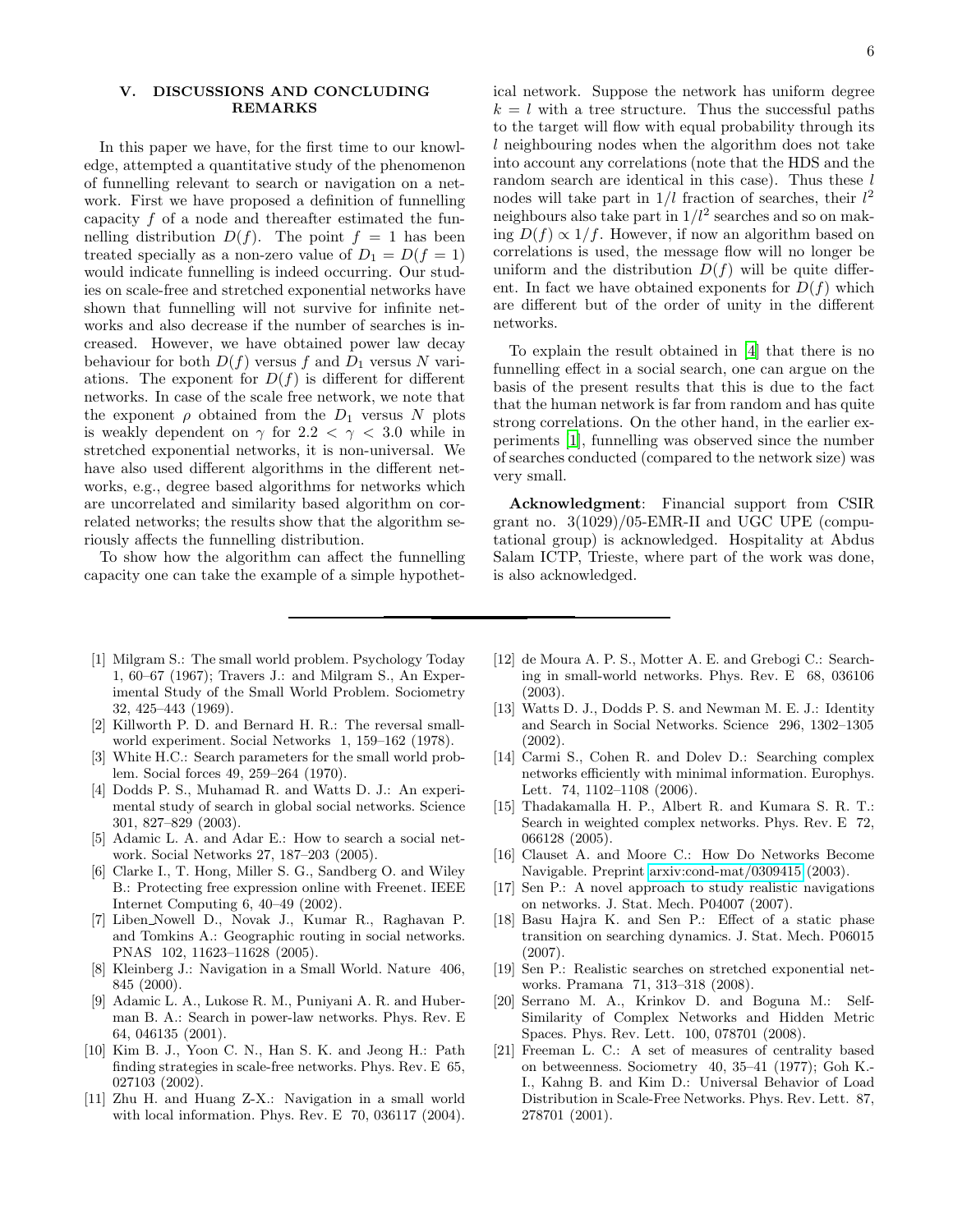## V. DISCUSSIONS AND CONCLUDING REMARKS

In this paper we have, for the first time to our knowledge, attempted a quantitative study of the phenomenon of funnelling relevant to search or navigation on a network. First we have proposed a definition of funnelling capacity $f$ of a node and thereafter estimated the funnelling distribution $D(f)$. The point $f = 1$ has been treated specially as a non-zero value of $D_1 = D(f = 1)$ would indicate funnelling is indeed occurring. Our studies on scale-free and stretched exponential networks have shown that funnelling will not survive for infinite networks and also decrease if the number of searches is increased. However, we have obtained power law decay behaviour for both $D(f)$ versus $f$ and $D_1$ versus $N$ variations. The exponent for $D(f)$ is different for different networks. In case of the scale free network, we note that the exponent $\rho$ obtained from the $D_1$ versus $N$ plots is weakly dependent on $\gamma$ for $2.2 < \gamma < 3.0$ while in stretched exponential networks, it is non-universal. We have also used different algorithms in the different networks, e.g., degree based algorithms for networks which are uncorrelated and similarity based algorithm on correlated networks; the results show that the algorithm seriously affects the funnelling distribution.

To show how the algorithm can affect the funnelling capacity one can take the example of a simple hypothetical network. Suppose the network has uniform degree $k = l$ with a tree structure. Thus the successful paths to the target will flow with equal probability through its $l$ neighbouring nodes when the algorithm does not take into account any correlations (note that the HDS and the random search are identical in this case). Thus these $l$ nodes will take part in $1/l$ fraction of searches, their $l^2$ neighbours also take part in $1/l^2$ searches and so on making $D(f) \propto 1/f$. However, if now an algorithm based on correlations is used, the message flow will no longer be uniform and the distribution $D(f)$ will be quite different. In fact we have obtained exponents for $D(f)$ which are different but of the order of unity in the different networks.

To explain the result obtained in [4] that there is no funnelling effect in a social search, one can argue on the basis of the present results that this is due to the fact that the human network is far from random and has quite strong correlations. On the other hand, in the earlier experiments [1], funnelling was observed since the number of searches conducted (compared to the network size) was very small.

**Acknowledgment**: Financial support from CSIR grant no. 3(1029)/05-EMR-II and UGC UPE (computational group) is acknowledged. Hospitality at Abdus Salam ICTP, Trieste, where part of the work was done, is also acknowledged.

---

[1] Milgram S.: The small world problem. Psychology Today 1, 60–67 (1967); Travers J.: and Milgram S., An Experimental Study of the Small World Problem. Sociometry 32, 425–443 (1969).

[2] Killworth P. D. and Bernard H. R.: The reversal small-world experiment. Social Networks 1, 159–162 (1978).

[3] White H.C.: Search parameters for the small world problem. Social forces 49, 259–264 (1970).

[4] Dodds P. S., Muhamad R. and Watts D. J.: An experimental study of search in global social networks. Science 301, 827–829 (2003).

[5] Adamic L. A. and Adar E.: How to search a social network. Social Networks 27, 187–203 (2005).

[6] Clarke I., T. Hong, Miller S. G., Sandberg O. and Wiley B.: Protecting free expression online with Freenet. IEEE Internet Computing 6, 40–49 (2002).

[7] Liben_Nowell D., Novak J., Kumar R., Raghavan P. and Tomkins A.: Geographic routing in social networks. PNAS 102, 11623–11628 (2005).

[8] Kleinberg J.: Navigation in a Small World. Nature 406, 845 (2000).

[9] Adamic L. A., Lukose R. M., Puniyani A. R. and Huberman B. A.: Search in power-law networks. Phys. Rev. E 64, 046135 (2001).

[10] Kim B. J., Yoon C. N., Han S. K. and Jeong H.: Path finding strategies in scale-free networks. Phys. Rev. E 65, 027103 (2002).

[11] Zhu H. and Huang Z-X.: Navigation in a small world with local information. Phys. Rev. E 70, 036117 (2004).

[12] de Moura A. P. S., Motter A. E. and Grebogi C.: Searching in small-world networks. Phys. Rev. E 68, 036106 (2003).

[13] Watts D. J., Dodds P. S. and Newman M. E. J.: Identity and Search in Social Networks. Science 296, 1302–1305 (2002).

[14] Carmi S., Cohen R. and Dolev D.: Searching complex networks efficiently with minimal information. Europhys. Lett. 74, 1102–1108 (2006).

[15] Thadakamalla H. P., Albert R. and Kumara S. R. T.: Search in weighted complex networks. Phys. Rev. E 72, 066128 (2005).

[16] Clauset A. and Moore C.: How Do Networks Become Navigable. Preprint arxiv:cond-mat/0309415 (2003).

[17] Sen P.: A novel approach to study realistic navigations on networks. J. Stat. Mech. P04007 (2007).

[18] Basu Hajra K. and Sen P.: Effect of a static phase transition on searching dynamics. J. Stat. Mech. P06015 (2007).

[19] Sen P.: Realistic searches on stretched exponential networks. Pramana 71, 313–318 (2008).

[20] Serrano M. A., Krinkov D. and Boguna M.: Self-Similarity of Complex Networks and Hidden Metric Spaces. Phys. Rev. Lett. 100, 078701 (2008).

[21] Freeman L. C.: A set of measures of centrality based on betweenness. Sociometry 40, 35–41 (1977); Goh K.-I., Kahng B. and Kim D.: Universal Behavior of Load Distribution in Scale-Free Networks. Phys. Rev. Lett. 87, 278701 (2001).